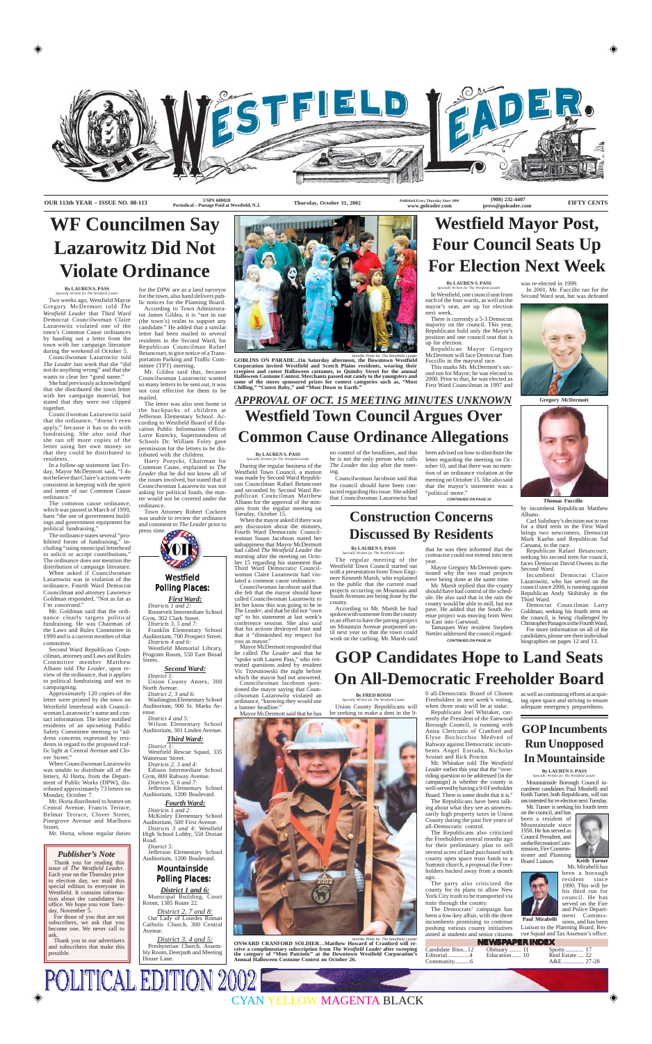# THE WESTFIELD LEADER

OUR 113th YEAR – ISSUE NO. 08-113 | USPS 680020 Periodical – Postage Paid at Westfield, N.J. | Thursday, October 31, 2002 | Published Every Thursday Since 1890 www.goleader.com | (908) 232-4407 press@goleader.com | FIFTY CENTS

# WF Councilmen Say Lazarowitz Did Not Violate Ordinance

**By LAUREN S. PASS**
*Specially Written for The Westfield Leader*

Two weeks ago, Westfield Mayor Gregory McDermott told *The Westfield Leader* that Third Ward Democrat Councilwoman Claire Lazarowitz violated one of the town's Common Cause ordinances by handing out a letter from the town with her campaign literature during the weekend of October 5.

Councilwoman Lazarowitz told *The Leader* last week that she "did not do anything wrong" and that she wants to clear her "good name."

She had previously acknowledged that she distributed the town letter with her campaign material, but stated that they were not clipped together.

Councilwoman Lazarowitz said that the ordinance, "doesn't even apply," because it has to do with fundraising. She also said that she ran off more copies of the letter using her own money so that they could be distributed to residents.

In a follow-up statement last Friday, Mayor McDermott said, "I do not believe that Claire's actions were consistent in keeping with the spirit and intent of our Common Cause ordinance."

The common cause ordinance, which was passed in March of 1999, bans "the use of government buildings and government equipment for political fundraising."

The ordinance states several "prohibited forms of fundraising," including "using municipal letterhead to solicit or accept contributions." The ordinance does not mention the distribution of campaign literature.

When asked if Councilwoman Lazarowitz was in violation of the ordinance, Fourth Ward Democrat Councilman and attorney Lawrence Goldman responded, "Not as far as I'm concerned."

Mr. Goldman said that the ordinance clearly targets political fundraising. He was Chairman of the Laws and Rules Committee in 1999 and is a current member of that committee.

Second Ward Republican Councilman, attorney and Laws and Rules Committee member Matthew Albano told *The Leader*, upon review of the ordinance, that it applies to political fundraising and not to campaigning.

Approximately 120 copies of the letter were printed by the town on Westfield letterhead with Councilwoman Lazarowitz's name and contact information. The letter notified residents of an upcoming Public Safety Committee meeting to "address concerns expressed by residents in regard to the proposed traffic light at Central Avenue and Clover Street."

When Councilwoman Lazarowitz was unable to distribute all of the letters, Al Horta, from the Department of Public Works (DPW), distributed approximately 73 letters on Monday, October 7.

Mr. Horta distributed to homes on Central Avenue, Francis Terrace, Belmar Terrace, Clover Street, Pinegrove Avenue and Marlboro Street.

Mr. Horta, whose regular duties for the DPW are as a land surveyor for the town, also hand delivers public notices for the Planning Board.

According to Town Administrator James Gildea, it is "not in our (the town's) realm to support any candidate." He added that a similar letter had been mailed to several residents in the Second Ward, for Republican Councilman Rafael Betancourt, to give notice of a Transportation Parking and Traffic Committee (TPT) meeting.

Mr. Gildea said that, because Councilwoman Lazarowitz wanted so many letters to be sent out, it was not cost effective for them to be mailed.

The letter was also sent home in the backpacks of children at Jefferson Elementary School. According to Westfield Board of Education Public Information Officer Lorre Korecky, Superintendent of Schools Dr. William Foley gave permission for the letters to be distributed with the children.

Harry Pozycki, Chairman for Common Cause, explained to *The Leader* that he did not know all of the issues involved, but stated that if Councilwoman Lazarowitz was not asking for political funds, the matter would not be covered under the ordinance.

Town Attorney Robert Cockren was unable to review the ordinance and comment to *The Leader* prior to press time.

## Westfield Polling Places:

### *First Ward:*

*Districts 1 and 2:* Roosevelt Intermediate School Gym, 302 Clark Street.
*Districts 3, 5 and 7:* Franklin Elementary School Auditorium, 700 Prospect Street.
*Districts 4 and 6:* Westfield Memorial Library, Program Room, 550 East Broad Street.

### *Second Ward:*

*District 1:* Union County Annex, 300 North Avenue.
*District 2, 3 and 6:* Washington Elementary School Auditorium, 900 St. Marks Avenue.
*District 4 and 5:* Wilson Elementary School Auditorium, 301 Linden Avenue.

### *Third Ward:*

*District 1:* Westfield Rescue Squad, 335 Watterson Street.
*Districts 2, 3 and 4:* Edison Intermediate School Gym, 800 Rahway Avenue.
*Districts 5, 6 and 7:* Jefferson Elementary School Auditorium, 1200 Boulevard.

### *Fourth Ward:*

*Districts 1 and 2:* McKinley Elementary School Auditorium, 500 First Avenue.
*Districts 3 and 4:* Westfield High School Lobby, 550 Dorian Road.
*District 5:* Jefferson Elementary School Auditorium, 1200 Boulevard.

## Mountainside Polling Places:

### *District 1 and 6:*
Municipal Building, Court Room, 1385 Route 22.

### *District 2, 7 and 8:*
Our Lady of Lourdes Roman Catholic Church, 300 Central Avenue.

### *District 3, 4 and 5:*
Presbyterian Church, Assembly Room, Deerpath and Meeting House Lane.

### *Publisher's Note*

Thank you for reading this issue of *The Westfield Leader*. Each year on the Thursday prior to election day, we mail this special edition to everyone in Westfield. It contains information about the candidates for office. We hope you vote Tuesday, November 5.

For those of you that are not subscribers, we ask that you become one. We never call to ask.

Thank you to our advertisers and subscribers that make this possible.

*Jennifer Pinto for The Westfield Leader*
**GOBLINS ON PARADE...On Saturday afternoon, the Downtown Westfield Corporation invited Westfield and Scotch Plains residents, wearing their creepiest and cutest Halloween costumes, to Quimby Street for the annual Halloween Costume Contest. Merchants passed out candy to the youngsters and some of the stores sponsored prizes for contest categories such as, "Most Chilling," "Cutest Baby," and "Most Down to Earth."**

## *APPROVAL OF OCT. 15 MEETING MINUTES UNKNOWN*
# Westfield Town Council Argues Over Common Cause Ordinance Allegations

**By LAUREN S. PASS**
*Specially Written for The Westfield Leader*

During the regular business of the Westfield Town Council, a motion was made by Second Ward Republican Councilman Rafael Betancourt and seconded by Second Ward Republican Councilman Matthew Albano for the approval of the minutes from the regular meeting on Tuesday, October 15.

When the mayor asked if there was any discussion about the minutes, Fourth Ward Democratic Councilwoman Susan Jacobson stated her unhappiness that Mayor McDermott had called *The Westfield Leader* the morning after the meeting on October 15 regarding his statement that Third Ward Democratic Councilwoman Claire Lazarowitz had violated a common cause ordinance.

Councilwoman Jacobson said that she felt that the mayor should have called Councilwoman Lazarowitz to let her know this was going to be in *The Leader*, and that he did not "own up" to his statement at last week's conference session. She also said that his actions destroyed trust and that it "diminished my respect for you as mayor."

Mayor McDermott responded that he called *The Leader* and that he "spoke with Lauren Pass," who reiterated questions asked by resident Vic Trzesniowski the night before which the mayor had not answered.

Councilwoman Jacobson questioned the mayor saying that Councilwoman Lazarowitz violated an ordinance, "knowing they would use a banner headline."

Mayor McDermott said that he has no control of the headlines, and that he is not the only person who calls *The Leader* the day after the meeting.

Councilwoman Jacobson said that the council should have been contacted regarding this issue. She added that Councilwoman Lazarowitz had been advised on how to distribute the letter regarding the meeting on October 10, and that there was no mention of an ordinance violation at the meeting on October 15. She also said that the mayor's statement was a "political move."

*CONTINUED ON PAGE 16*

# Westfield Mayor Post, Four Council Seats Up For Election Next Week

**By LAUREN S. PASS**
*Specially Written for The Westfield Leader*

In Westfield, one council seat from each of the four wards, as well as the mayor's seat, are up for election next week.

There is currently a 5-3 Democrat majority on the council. This year, Republicans hold only the Mayor's position and one council seat that is up for election.

Republican Mayor Gregory McDermott will face Democrat Tom Fuccillo in the mayoral race.

This marks Mr. McDermott's second run for Mayor; he was elected in 2000. Prior to that, he was elected as First Ward Councilman in 1997 and was re-elected in 1999.

In 2001, Mr. Fuccillo ran for the Second Ward seat, but was defeated by incumbent Republican Matthew Albano.

**Gregory McDermott**

**Thomas Fuccillo**

Carl Salisbury's decision not to run for a third term in the First Ward brings two newcomers, Democrat Mark Kuehn and Republican Sal Caruana, to the race.

Republican Rafael Betancourt, seeking his second term for council, faces Democrat David Owens in the Second Ward.

Incumbent Democrat Claire Lazarowitz, who has served on the council since 2000, is running against Republican Andy Skibitsky in the Third Ward.

Democrat Councilman Larry Goldman, seeking his fourth term on the council, is being challenged by Christopher Panagos in the Fourth Ward.

For more information on all of the candidates, please see their individual biographies on pages 12 and 13.

# Construction Concerns Discussed By Residents

**By LAUREN S. PASS**
*Specially Written for The Westfield Leader*

The regular meeting of the Westfield Town Council started out with a presentation from Town Engineer Kenneth Marsh, who explained to the public that the current road projects occurring on Mountain and South Avenues are being done by the county.

According to Mr. Marsh he had spoken with someone from the county in an effort to have the paving project on Mountain Avenue postponed until next year so that the town could work on the curbing. Mr. Marsh said that he was then informed that the contractor could not extend into next year.

Mayor Gregory McDermott questioned why the two road projects were being done at the same time.

Mr. Marsh replied that the county should have had control of the schedule. He also said that in the rain the county would be able to mill, but not pave. He added that the South Avenue project was moving from West to East into Garwood.

Tamaques Way resident Stephen Nettler addressed the council regard-

*CONTINUED ON PAGE 16*

# GOP Candidates Hope to Land Seats On All-Democratic Freeholder Board

**By FRED ROSSI**
*Specially Written for The Westfield Leader*

Union County Republicans will be seeking to make a dent in the 9-0 all-Democratic Board of Chosen Freeholders in next week's voting, when three seats will be at stake.

Republicans Joel Whitaker, currently the President of the Fanwood Borough Council, is running with Anira Clericuzio of Cranford and Elyse Bochicchio Medved of Rahway against Democratic incumbents Angel Estrada, Nicholas Scutari and Rick Proctor.

Mr. Whitaker told *The Westfield Leader* earlier this year that the "overriding question to be addressed [in the campaign] is whether the county is well-served by having a 9-0 Freeholder Board. There is some doubt that it is."

The Republicans have been talking about what they see as unnecessarily high property taxes in Union County during the past five years of all-Democratic control.

The Republicans also criticized the Freeholders several months ago for their preliminary plan to sell several acres of land purchased with county open space trust funds to a Summit church, a proposal the Freeholders backed away from a month ago.

The party also criticized the county for its plans to allow New York City trash to be transported via train through the county.

The Democrats' campaign has been a low-key affair, with the three incumbents promising to continue pushing various county initiatives aimed at students and senior citizens as well as continuing efforts at acquiring open space and striving to ensure adequate emergency preparedness.

*Jennifer Pinto for The Westfield Leader*
**ONWARD CRANFORD SOLDIER...Matthew Howard of Cranford will receive a complimentary subscription from *The Westfield Leader* after sweeping the category of "Most Patriotic" at the Downtown Westfield Corporation's Annual Halloween Costume Contest on October 26.**

# GOP Incumbents Run Unopposed In Mountainside

**By LAUREN S. PASS**
*Specially Written for The Westfield Leader*

Mountainside Borough Council incumbent candidates Paul Mirabelli and Keith Turner, both Republicans, will run uncontested for re-election next Tuesday.

Mr. Turner is seeking his fourth term on the council, and has been a resident of Mountainside since 1958. He has served as Council President, and on the Recreation Commission, Fire Commissioner and Planning Board Liaison.

**Keith Turner**

Mr. Mirabelli has been a borough resident since 1990. This will be his third run for council. He has served on the Fire and Police Department Commissions, and has been Liaison to the Planning Board, Rescue Squad and Tax Assessor's office.

**Paul Mirabelli**

## NEWSPAPER INDEX

| | | |
|---|---|---|
| Candidate Bios...12 | Obituary ........ 11 | Sports ............ 17 |
| Editorial..............4 | Education ...... 10 | Real Estate .... 22 |
| Community.........6 | | A&E .............. 27-28 |

POLITICAL EDITION 2002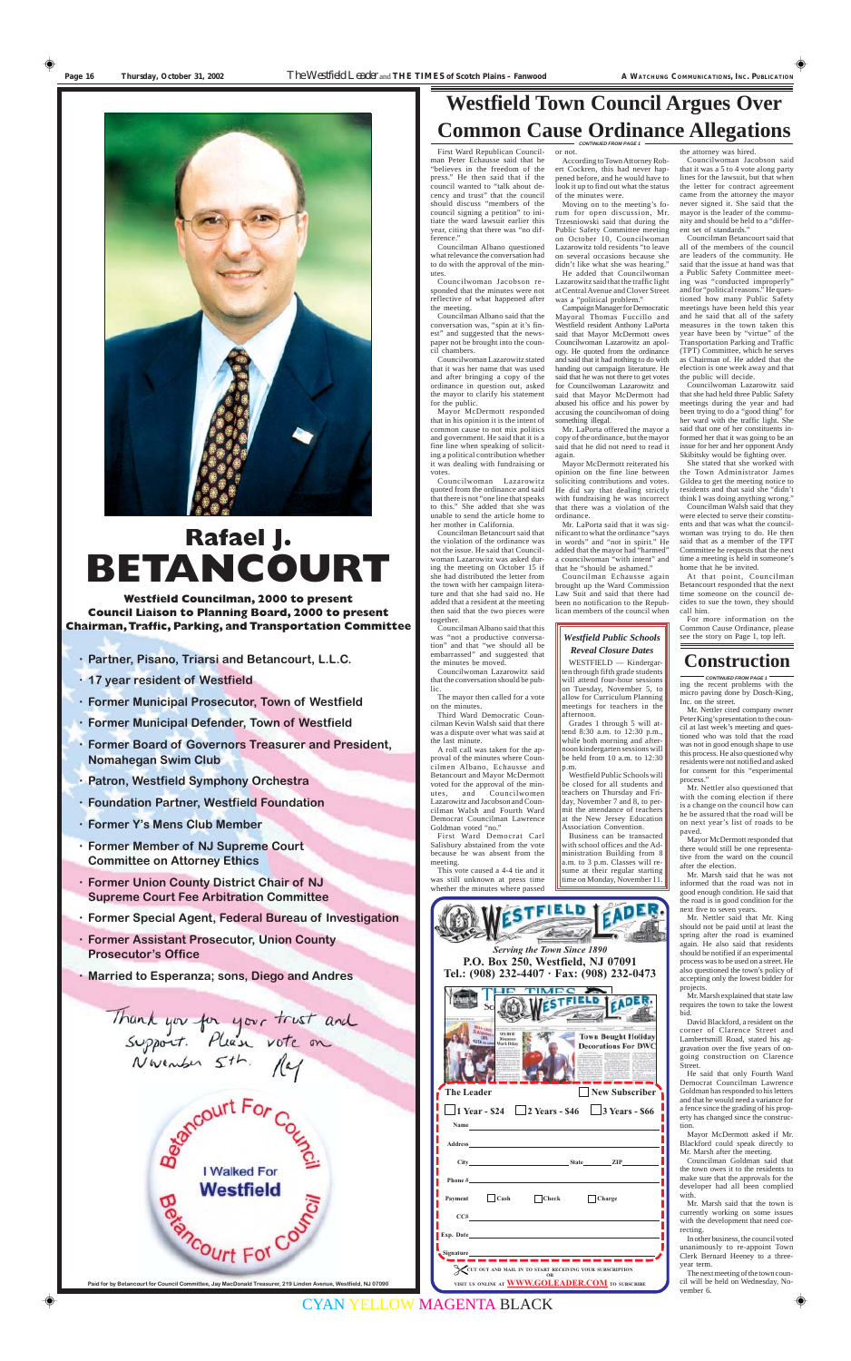# Rafael J. BETANCOURT

**Westfield Councilman, 2000 to present**
**Council Liaison to Planning Board, 2000 to present**
**Chairman, Traffic, Parking, and Transportation Committee**

- Partner, Pisano, Triarsi and Betancourt, L.L.C.
- 17 year resident of Westfield
- Former Municipal Prosecutor, Town of Westfield
- Former Municipal Defender, Town of Westfield
- Former Board of Governors Treasurer and President, Nomahegan Swim Club
- Patron, Westfield Symphony Orchestra
- Foundation Partner, Westfield Foundation
- Former Y's Mens Club Member
- Former Member of NJ Supreme Court Committee on Attorney Ethics
- Former Union County District Chair of NJ Supreme Court Fee Arbitration Committee
- Former Special Agent, Federal Bureau of Investigation
- Former Assistant Prosecutor, Union County Prosecutor's Office
- Married to Esperanza; sons, Diego and Andres

Thank you for your trust and support. Please vote on November 5th. Ray

Betancourt For Council
I Walked For Westfield
Betancourt For Council

Paid for by Betancourt for Council Committee, Jay MacDonald Treasurer, 219 Linden Avenue, Westfield, NJ 07090

# Westfield Town Council Argues Over Common Cause Ordinance Allegations

*CONTINUED FROM PAGE 1*

First Ward Republican Councilman Peter Echausse said that he "believes in the freedom of the press." He then said that if the council wanted to "talk about decency and trust" that the council should discuss "members of the council signing a petition" to initiate the ward lawsuit earlier this year, citing that there was "no difference."

Councilman Albano questioned what relevance the conversation had to do with the approval of the minutes.

Councilwoman Jacobson responded that the minutes were not reflective of what happened after the meeting.

Councilman Albano said that the conversation was, "spin at it's finest" and suggested that the newspaper not be brought into the council chambers.

Councilwoman Lazarowitz stated that it was her name that was used and after bringing a copy of the ordinance in question out, asked the mayor to clarify his statement for the public.

Mayor McDermott responded that in his opinion it is the intent of common cause to not mix politics and government. He said that it is a fine line when speaking of soliciting a political contribution whether it was dealing with fundraising or votes.

Councilwoman Lazarowitz quoted from the ordinance and said that there is not "one line that speaks to this." She added that she was unable to send the article home to her mother in California.

Councilman Betancourt said that the violation of the ordinance was not the issue. He said that Councilwoman Lazarowitz was asked during the meeting on October 15 if she had distributed the letter from the town with her campaign literature and that she had said no. He added that a resident at the meeting then said that the two pieces were together.

Councilman Albano said that this was "not a productive conversation" and that "we should all be embarrassed" and suggested that the minutes be moved.

Councilwoman Lazarowitz said that the conversation should be public.

The mayor then called for a vote on the minutes.

Third Ward Democratic Councilman Kevin Walsh said that there was a dispute over what was said at the last minute.

A roll call was taken for the approval of the minutes where Councilmen Albano, Echausse and Betancourt and Mayor McDermott voted for the approval of the minutes, and Councilwomen Lazarowitz and Jacobson and Councilman Walsh and Fourth Ward Democrat Councilman Lawrence Goldman voted "no."

First Ward Democrat Carl Salisbury abstained from the vote because he was absent from the meeting.

This vote caused a 4-4 tie and it was still unknown at press time whether the minutes where passed or not.

According to Town Attorney Robert Cockren, this had never happened before, and he would have to look it up to find out what the status of the minutes were.

Moving on to the meeting's forum for open discussion, Mr. Trzesniowski said that during the Public Safety Committee meeting on October 10, Councilwoman Lazarowitz told residents "to leave on several occasions because she didn't like what she was hearing."

He added that Councilwoman Lazarowitz said that the traffic light at Central Avenue and Clover Street was a "political problem."

Campaign Manager for Democratic Mayoral Thomas Fuccillo and Westfield resident Anthony LaPorta said that Mayor McDermott owes Councilwoman Lazarowitz an apology. He quoted from the ordinance and said that it had nothing to do with handing out campaign literature. He said that he was not there to get votes for Councilwoman Lazarowitz and said that Mayor McDermott had abused his office and his power by accusing the councilwoman of doing something illegal.

Mr. LaPorta offered the mayor a copy of the ordinance, but the mayor said that he did not need to read it again.

Mayor McDermott reiterated his opinion on the fine line between soliciting contributions and votes. He did say that dealing strictly with fundraising he was incorrect that there was a violation of the ordinance.

Mr. LaPorta said that it was significant to what the ordinance "says in words" and "not in spirit." He added that the mayor had "harmed" a councilwoman "with intent" and that he "should be ashamed."

Councilman Echausse again brought up the Ward Commission Law Suit and said that there had been no notification to the Republican members of the council when the attorney was hired.

Councilwoman Jacobson said that it was a 5 to 4 vote along party lines for the lawsuit, but that when the letter for contract agreement came from the attorney the mayor never signed it. She said that the mayor is the leader of the community and should be held to a "different set of standards."

Councilman Betancourt said that all of the members of the council are leaders of the community. He said that the issue at hand was that a Public Safety Committee meeting was "conducted improperly" and for "political reasons." He questioned how many Public Safety meetings have been held this year and he said that all of the safety measures in the town taken this year have been by "virtue" of the Transportation Parking and Traffic (TPT) Committee, which he serves as Chairman of. He added that the election is one week away and that the public will decide.

Councilwoman Lazarowitz said that she had held three Public Safety meetings during the year and had been trying to do a "good thing" for her ward with the traffic light. She said that one of her constituents informed her that it was going to be an issue for her and her opponent Andy Skibitsky would be fighting over.

She stated that she worked with the Town Administrator James Gildea to get the meeting notice to residents and that said she "didn't think I was doing anything wrong."

Councilman Walsh said that they were elected to serve their constituents and that was what the councilwoman was trying to do. He then said that as a member of the TPT Committee he requests that the next time a meeting is held in someone's home that he be invited.

At that point, Councilman Betancourt responded that the next time someone on the council decides to sue the town, they should call him.

For more information on the Common Cause Ordinance, please see the story on Page 1, top left.

### *Westfield Public Schools Reveal Closure Dates*

WESTFIELD — Kindergarten through fifth grade students will attend four-hour sessions on Tuesday, November 5, to allow for Curriculum Planning meetings for teachers in the afternoon.

Grades 1 through 5 will attend 8:30 a.m. to 12:30 p.m., while both morning and afternoon kindergarten sessions will be held from 10 a.m. to 12:30 p.m.

Westfield Public Schools will be closed for all students and teachers on Thursday and Friday, November 7 and 8, to permit the attendance of teachers at the New Jersey Education Association Convention.

Business can be transacted with school offices and the Administration Building from 8 a.m. to 3 p.m. Classes will resume at their regular starting time on Monday, November 11.

# Construction

*CONTINUED FROM PAGE 1*

ing the recent problems with the micro paving done by Dosch-King, Inc. on the street.

Mr. Nettler cited company owner Peter King's presentation to the council at last week's meeting and questioned who was told that the road was not in good enough shape to use this process. He also questioned why residents were not notified and asked for consent for this "experimental process."

Mr. Nettler also questioned that with the coming election if there is a change on the council how can he be assured that the road will be on next year's list of roads to be paved.

Mayor McDermott responded that there would still be one representative from the ward on the council after the election.

Mr. Marsh said that he was not informed that the road was not in good enough condition. He said that the road is in good condition for the next five to seven years.

Mr. Nettler said that Mr. King should not be paid until at least the spring after the road is examined again. He also said that residents should be notified if an experimental process was to be used on a street. He also questioned the town's policy of accepting only the lowest bidder for projects.

Mr. Marsh explained that state law requires the town to take the lowest bid.

David Blackford, a resident on the corner of Clarence Street and Lambertsmill Road, stated his aggravation over the five years of ongoing construction on Clarence Street.

He said that only Fourth Ward Democrat Councilman Lawrence Goldman has responded to his letters and that he would need a variance for a fence since the grading of his property has changed since the construction.

Mayor McDermott asked if Mr. Blackford could speak directly to Mr. Marsh after the meeting.

Councilman Goldman said that the town owes it to the residents to make sure that the approvals for the developer had all been complied with.

Mr. Marsh said that the town is currently working on some issues with the development that need correcting.

In other business, the council voted unanimously to re-appoint Town Clerk Bernard Heeney to a three-year term.

The next meeting of the town council will be held on Wednesday, November 6.

---

**Westfield Leader**

*Serving the Town Since 1890*

**P.O. Box 250, Westfield, NJ 07091**
**Tel.: (908) 232-4407 · Fax: (908) 232-0473**

Town Bought Holiday Decorations For DWC

**The Leader** ☐ **New Subscriber**

☐ 1 Year - $24 ☐ 2 Years - $46 ☐ 3 Years - $66

Name

Address

City State ZIP

Phone #

Payment ☐ Cash ☐ Check ☐ Charge

CC#

Exp. Date

Signature

CUT OUT AND MAIL IN TO START RECEIVING YOUR SUBSCRIPTION
OR
VISIT US ONLINE AT **WWW.GOLEADER.COM** TO SUBSCRIBE